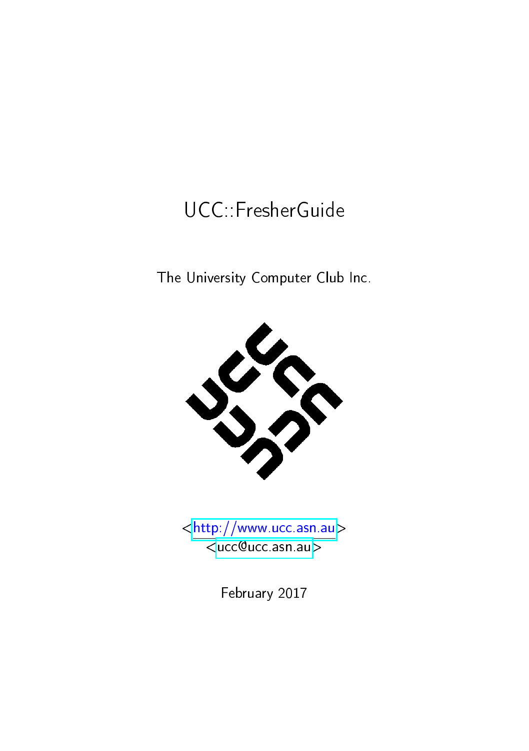# UCC::FresherGuide

The University Computer Club Inc.

<http://www.ucc.asn.au>
<ucc@ucc.asn.au>

February 2017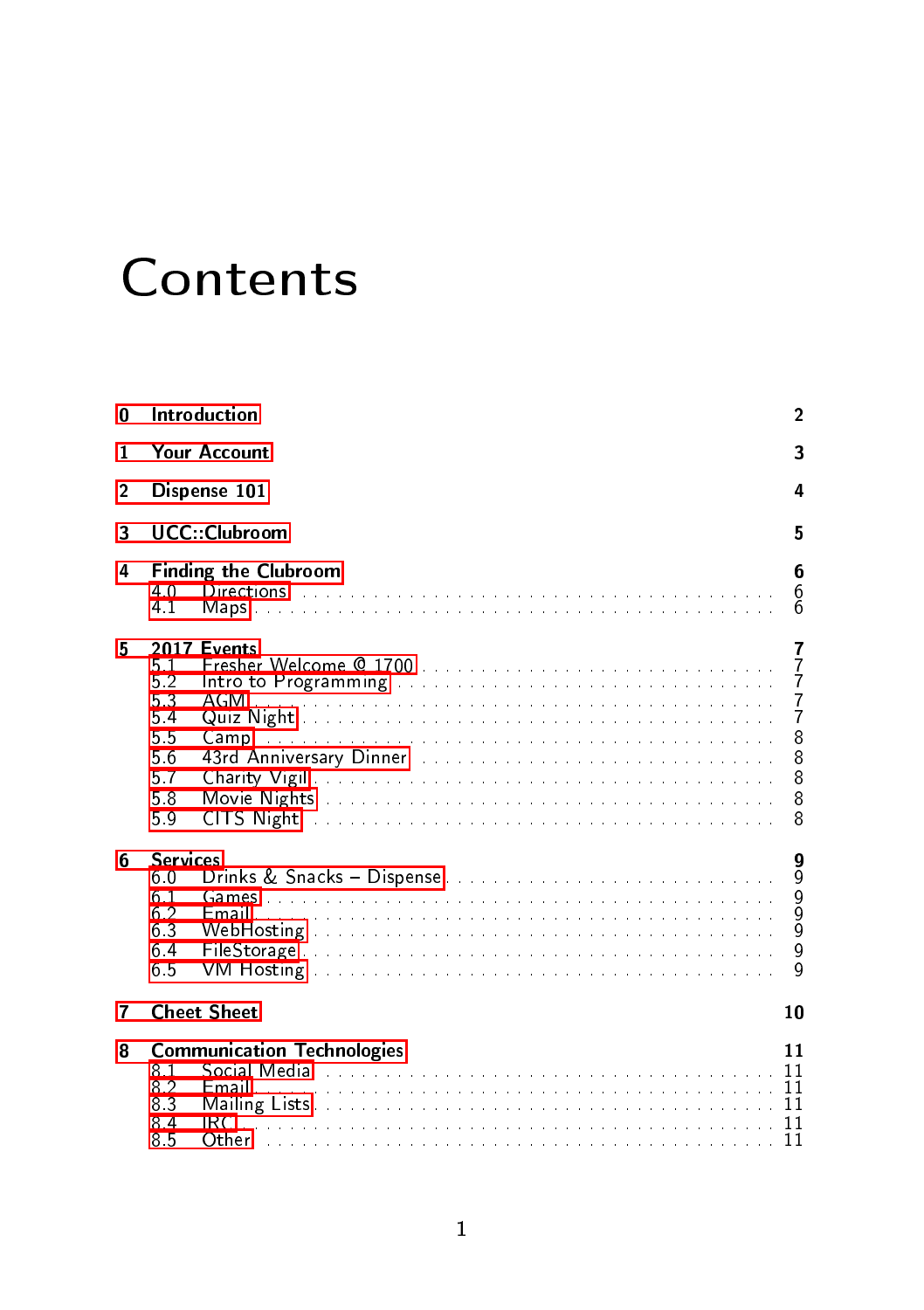# Contents

**0 Introduction** 2

**1 Your Account** 3

**2 Dispense 101** 4

**3 UCC::Clubroom** 5

**4 Finding the Clubroom** 6
- 4.0 Directions . . . . . 6
- 4.1 Maps . . . . . 6

**5 2017 Events** 7
- 5.1 Fresher Welcome @ 1700 . . . . . 7
- 5.2 Intro to Programming . . . . . 7
- 5.3 AGM . . . . . 7
- 5.4 Quiz Night . . . . . 7
- 5.5 Camp . . . . . 8
- 5.6 43rd Anniversary Dinner . . . . . 8
- 5.7 Charity Vigil . . . . . 8
- 5.8 Movie Nights . . . . . 8
- 5.9 CITS Night . . . . . 8

**6 Services** 9
- 6.0 Drinks & Snacks – Dispense . . . . . 9
- 6.1 Games . . . . . 9
- 6.2 Email . . . . . 9
- 6.3 WebHosting . . . . . 9
- 6.4 FileStorage . . . . . 9
- 6.5 VM Hosting . . . . . 9

**7 Cheet Sheet** 10

**8 Communication Technologies** 11
- 8.1 Social Media . . . . . 11
- 8.2 Email . . . . . 11
- 8.3 Mailing Lists . . . . . 11
- 8.4 IRC . . . . . 11
- 8.5 Other . . . . . 11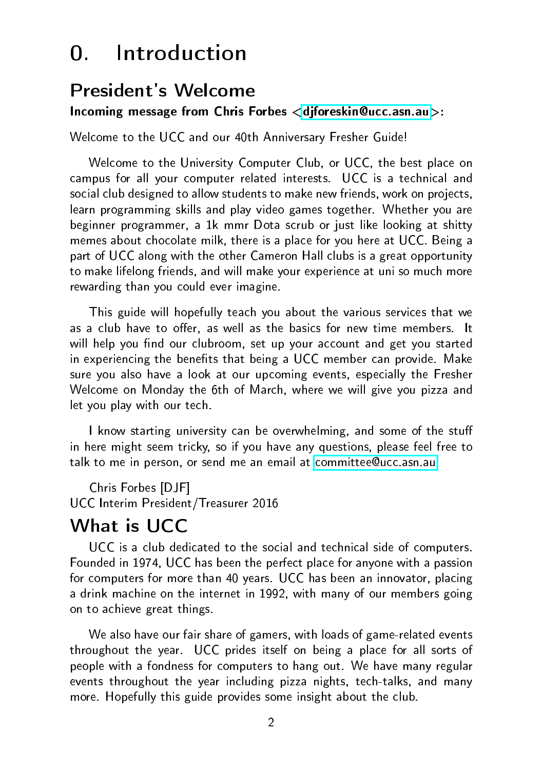# 0. Introduction

## President's Welcome

**Incoming message from Chris Forbes <djforeskin@ucc.asn.au>:**

Welcome to the UCC and our 40th Anniversary Fresher Guide!

Welcome to the University Computer Club, or UCC, the best place on campus for all your computer related interests. UCC is a technical and social club designed to allow students to make new friends, work on projects, learn programming skills and play video games together. Whether you are beginner programmer, a 1k mmr Dota scrub or just like looking at shitty memes about chocolate milk, there is a place for you here at UCC. Being a part of UCC along with the other Cameron Hall clubs is a great opportunity to make lifelong friends, and will make your experience at uni so much more rewarding than you could ever imagine.

This guide will hopefully teach you about the various services that we as a club have to offer, as well as the basics for new time members. It will help you find our clubroom, set up your account and get you started in experiencing the benefits that being a UCC member can provide. Make sure you also have a look at our upcoming events, especially the Fresher Welcome on Monday the 6th of March, where we will give you pizza and let you play with our tech.

I know starting university can be overwhelming, and some of the stuff in here might seem tricky, so if you have any questions, please feel free to talk to me in person, or send me an email at committee@ucc.asn.au

Chris Forbes [DJF]
UCC Interim President/Treasurer 2016

## What is UCC

UCC is a club dedicated to the social and technical side of computers. Founded in 1974, UCC has been the perfect place for anyone with a passion for computers for more than 40 years. UCC has been an innovator, placing a drink machine on the internet in 1992, with many of our members going on to achieve great things.

We also have our fair share of gamers, with loads of game-related events throughout the year. UCC prides itself on being a place for all sorts of people with a fondness for computers to hang out. We have many regular events throughout the year including pizza nights, tech-talks, and many more. Hopefully this guide provides some insight about the club.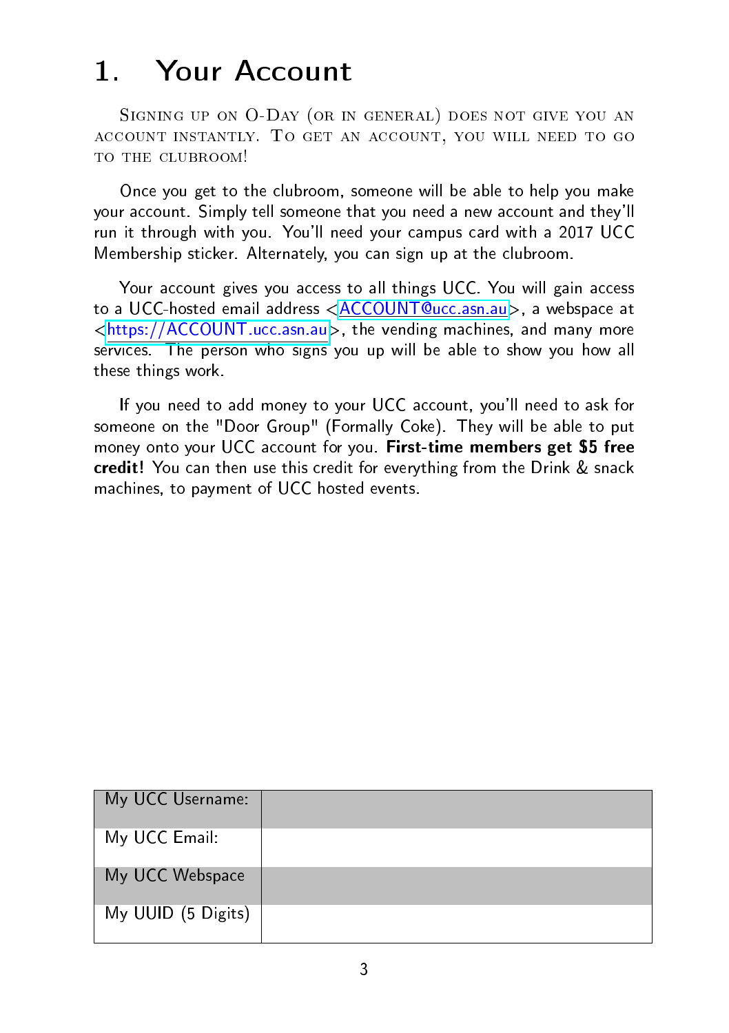# 1. Your Account

Signing up on O-Day (or in general) does not give you an account instantly. To get an account, you will need to go to the clubroom!

Once you get to the clubroom, someone will be able to help you make your account. Simply tell someone that you need a new account and they'll run it through with you. You'll need your campus card with a 2017 UCC Membership sticker. Alternately, you can sign up at the clubroom.

Your account gives you access to all things UCC. You will gain access to a UCC-hosted email address <ACCOUNT@ucc.asn.au>, a webspace at <https://ACCOUNT.ucc.asn.au>, the vending machines, and many more services. The person who signs you up will be able to show you how all these things work.

If you need to add money to your UCC account, you'll need to ask for someone on the "Door Group" (Formally Coke). They will be able to put money onto your UCC account for you. **First-time members get $5 free credit!** You can then use this credit for everything from the Drink & snack machines, to payment of UCC hosted events.

| | |
|---|---|
| My UCC Username: | |
| My UCC Email: | |
| My UCC Webspace | |
| My UUID (5 Digits) | |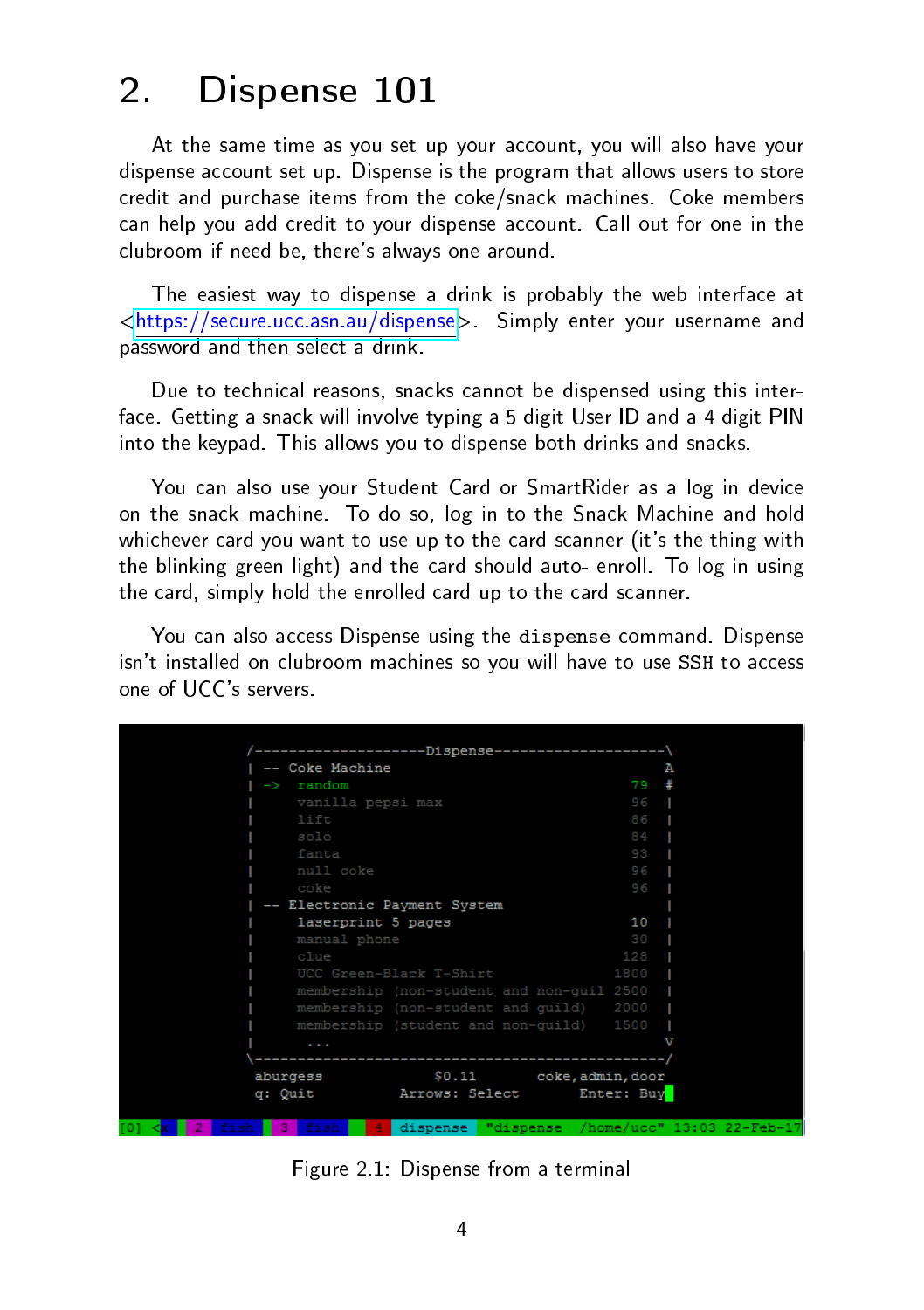# 2. Dispense 101

At the same time as you set up your account, you will also have your dispense account set up. Dispense is the program that allows users to store credit and purchase items from the coke/snack machines. Coke members can help you add credit to your dispense account. Call out for one in the clubroom if need be, there's always one around.

The easiest way to dispense a drink is probably the web interface at <https://secure.ucc.asn.au/dispense>. Simply enter your username and password and then select a drink.

Due to technical reasons, snacks cannot be dispensed using this interface. Getting a snack will involve typing a 5 digit User ID and a 4 digit PIN into the keypad. This allows you to dispense both drinks and snacks.

You can also use your Student Card or SmartRider as a log in device on the snack machine. To do so, log in to the Snack Machine and hold whichever card you want to use up to the card scanner (it's the thing with the blinking green light) and the card should auto- enroll. To log in using the card, simply hold the enrolled card up to the card scanner.

You can also access Dispense using the `dispense` command. Dispense isn't installed on clubroom machines so you will have to use SSH to access one of UCC's servers.

```
/--------------------Dispense--------------------\
| -- Coke Machine                                A
| ->  random                                 79  #
|     vanilla pepsi max                      96  |
|     lift                                   86  |
|     solo                                   84  |
|     fanta                                  93  |
|     null coke                              96  |
|     coke                                   96  |
| -- Electronic Payment System                   |
|     laserprint 5 pages                     10  |
|     manual phone                           30  |
|     clue                                  128  |
|     UCC Green-Black T-Shirt              1800  |
|     membership (non-student and non-guil 2500  |
|     membership (non-student and guild)   2000  |
|     membership (student and non-guild)   1500  |
|      ...                                       V
\------------------------------------------------/
 aburgess              $0.11        coke,admin,door
 q: Quit           Arrows: Select       Enter: Buy
[0] <k  2  fish  3  fish  4  dispense  "dispense  /home/ucc" 13:03 22-Feb-17
```

Figure 2.1: Dispense from a terminal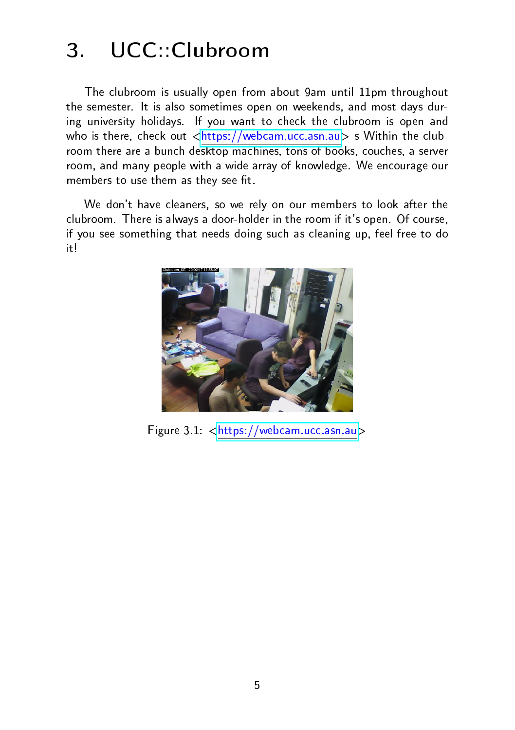# 3. UCC::Clubroom

The clubroom is usually open from about 9am until 11pm throughout the semester. It is also sometimes open on weekends, and most days during university holidays. If you want to check the clubroom is open and who is there, check out <https://webcam.ucc.asn.au> s Within the clubroom there are a bunch desktop machines, tons of books, couches, a server room, and many people with a wide array of knowledge. We encourage our members to use them as they see fit.

We don't have cleaners, so we rely on our members to look after the clubroom. There is always a door-holder in the room if it's open. Of course, if you see something that needs doing such as cleaning up, feel free to do it!

Figure 3.1: <https://webcam.ucc.asn.au>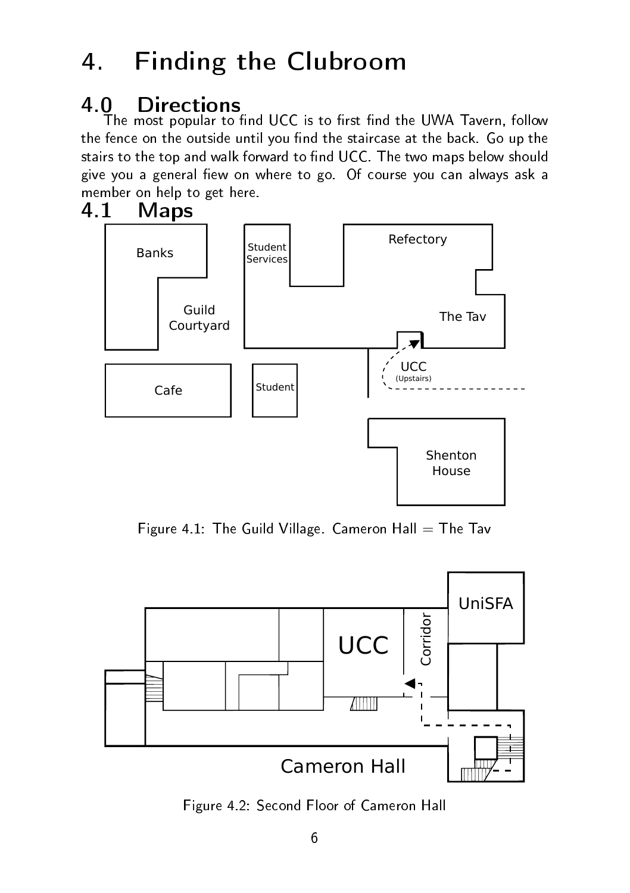# 4. Finding the Clubroom

## 4.0 Directions

The most popular to find UCC is to first find the UWA Tavern, follow the fence on the outside until you find the staircase at the back. Go up the stairs to the top and walk forward to find UCC. The two maps below should give you a general fiew on where to go. Of course you can always ask a member on help to get here.

## 4.1 Maps

Figure 4.1: The Guild Village. Cameron Hall = The Tav

Figure 4.2: Second Floor of Cameron Hall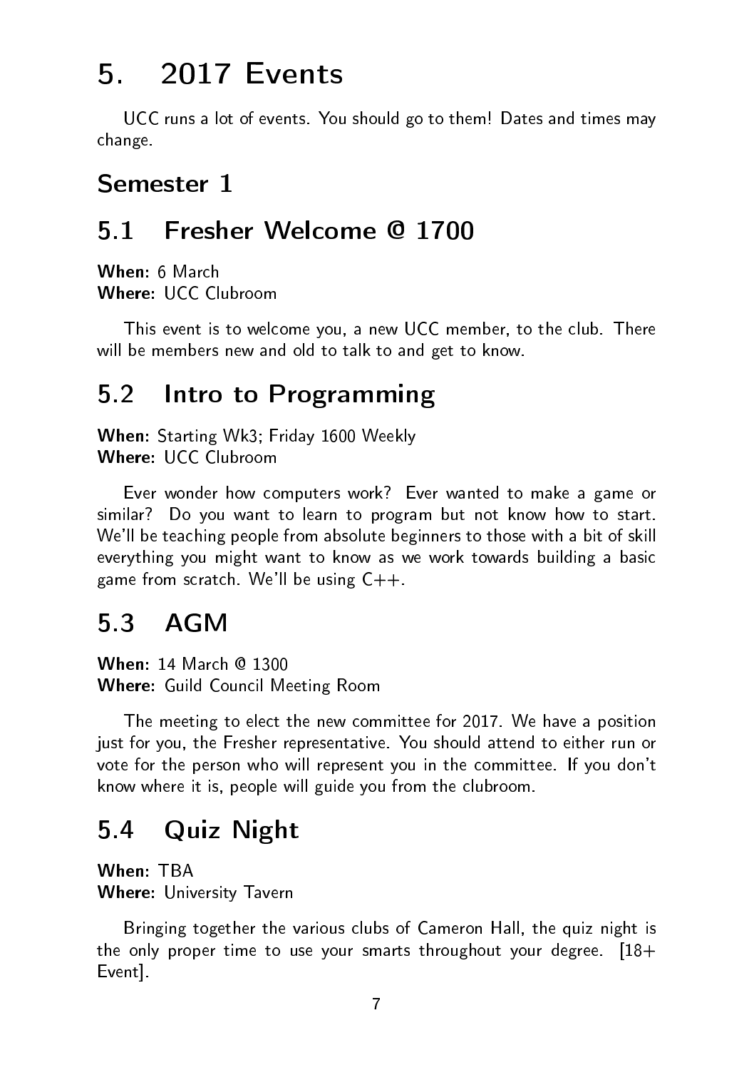# 5. 2017 Events

UCC runs a lot of events. You should go to them! Dates and times may change.

## Semester 1

## 5.1 Fresher Welcome @ 1700

**When:** 6 March
**Where:** UCC Clubroom

This event is to welcome you, a new UCC member, to the club. There will be members new and old to talk to and get to know.

## 5.2 Intro to Programming

**When:** Starting Wk3; Friday 1600 Weekly
**Where:** UCC Clubroom

Ever wonder how computers work? Ever wanted to make a game or similar? Do you want to learn to program but not know how to start. We'll be teaching people from absolute beginners to those with a bit of skill everything you might want to know as we work towards building a basic game from scratch. We'll be using C++.

## 5.3 AGM

**When:** 14 March @ 1300
**Where:** Guild Council Meeting Room

The meeting to elect the new committee for 2017. We have a position just for you, the Fresher representative. You should attend to either run or vote for the person who will represent you in the committee. If you don't know where it is, people will guide you from the clubroom.

## 5.4 Quiz Night

**When:** TBA
**Where:** University Tavern

Bringing together the various clubs of Cameron Hall, the quiz night is the only proper time to use your smarts throughout your degree. [18+ Event].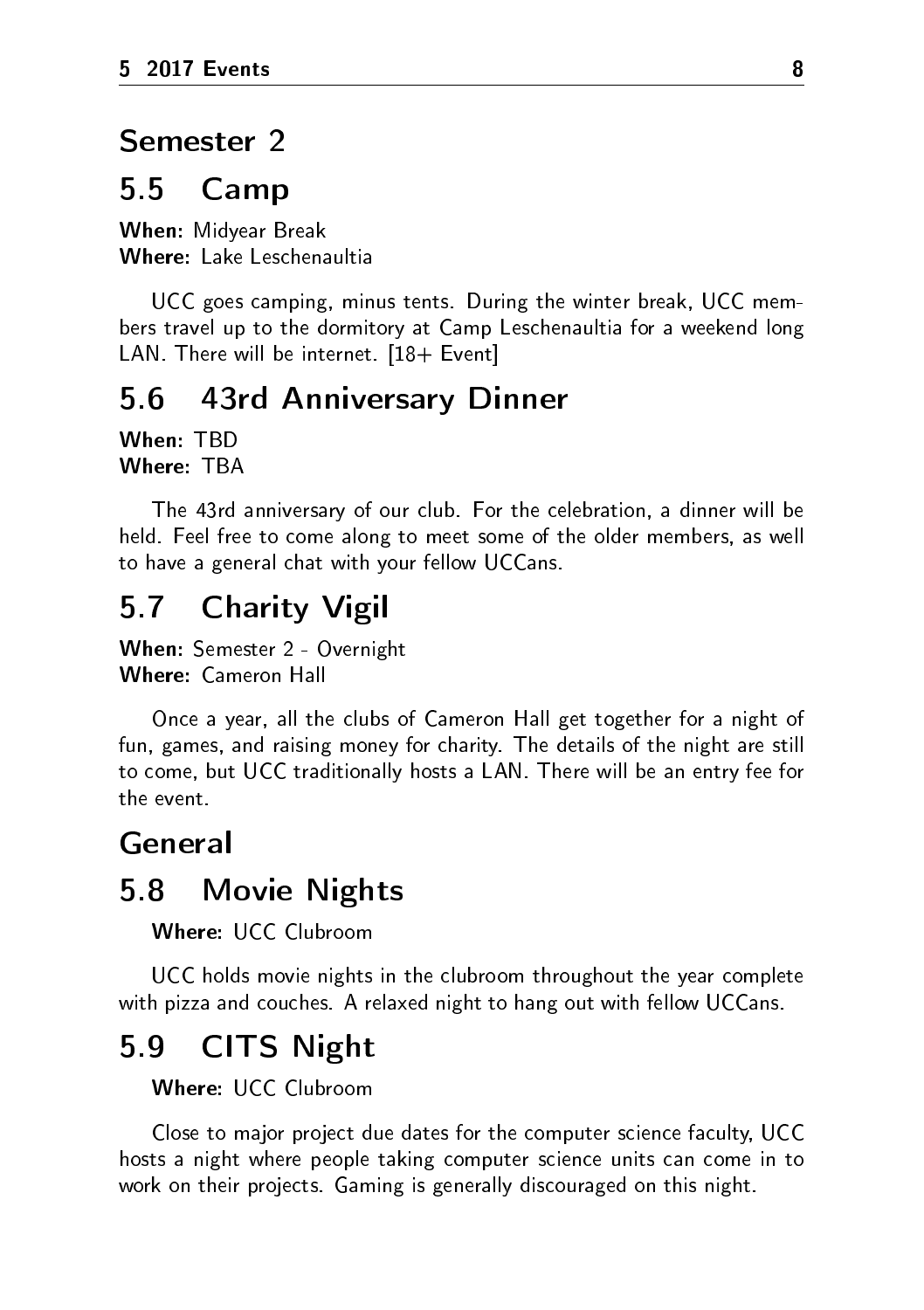## Semester 2

## 5.5 Camp

**When:** Midyear Break
**Where:** Lake Leschenaultia

UCC goes camping, minus tents. During the winter break, UCC members travel up to the dormitory at Camp Leschenaultia for a weekend long LAN. There will be internet. [18+ Event]

## 5.6 43rd Anniversary Dinner

**When:** TBD
**Where:** TBA

The 43rd anniversary of our club. For the celebration, a dinner will be held. Feel free to come along to meet some of the older members, as well to have a general chat with your fellow UCCans.

## 5.7 Charity Vigil

**When:** Semester 2 - Overnight
**Where:** Cameron Hall

Once a year, all the clubs of Cameron Hall get together for a night of fun, games, and raising money for charity. The details of the night are still to come, but UCC traditionally hosts a LAN. There will be an entry fee for the event.

## General

## 5.8 Movie Nights

**Where:** UCC Clubroom

UCC holds movie nights in the clubroom throughout the year complete with pizza and couches. A relaxed night to hang out with fellow UCCans.

## 5.9 CITS Night

**Where:** UCC Clubroom

Close to major project due dates for the computer science faculty, UCC hosts a night where people taking computer science units can come in to work on their projects. Gaming is generally discouraged on this night.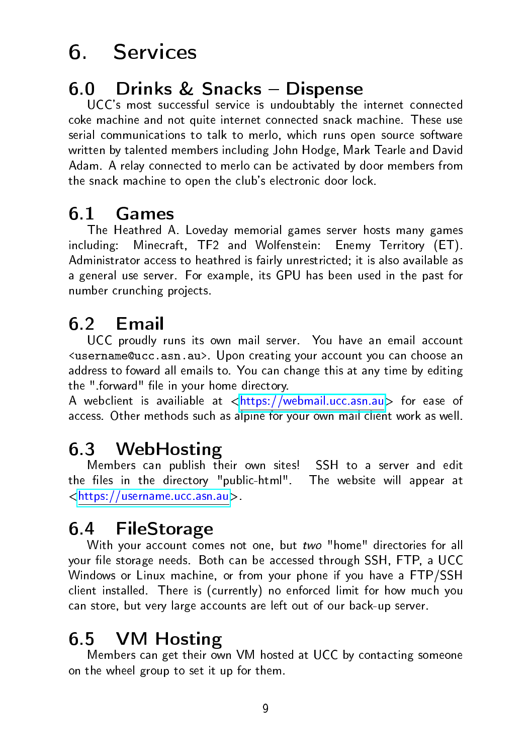# 6. Services

## 6.0 Drinks & Snacks – Dispense

UCC's most successful service is undoubtably the internet connected coke machine and not quite internet connected snack machine. These use serial communications to talk to merlo, which runs open source software written by talented members including John Hodge, Mark Tearle and David Adam. A relay connected to merlo can be activated by door members from the snack machine to open the club's electronic door lock.

## 6.1 Games

The Heathred A. Loveday memorial games server hosts many games including: Minecraft, TF2 and Wolfenstein: Enemy Territory (ET). Administrator access to heathred is fairly unrestricted; it is also available as a general use server. For example, its GPU has been used in the past for number crunching projects.

## 6.2 Email

UCC proudly runs its own mail server. You have an email account <`username@ucc.asn.au`>. Upon creating your account you can choose an address to foward all emails to. You can change this at any time by editing the ".forward" file in your home directory.
A webclient is availiable at <https://webmail.ucc.asn.au> for ease of access. Other methods such as alpine for your own mail client work as well.

## 6.3 WebHosting

Members can publish their own sites! SSH to a server and edit the files in the directory "public-html". The website will appear at <https://username.ucc.asn.au>.

## 6.4 FileStorage

With your account comes not one, but *two* "home" directories for all your file storage needs. Both can be accessed through SSH, FTP, a UCC Windows or Linux machine, or from your phone if you have a FTP/SSH client installed. There is (currently) no enforced limit for how much you can store, but very large accounts are left out of our back-up server.

## 6.5 VM Hosting

Members can get their own VM hosted at UCC by contacting someone on the wheel group to set it up for them.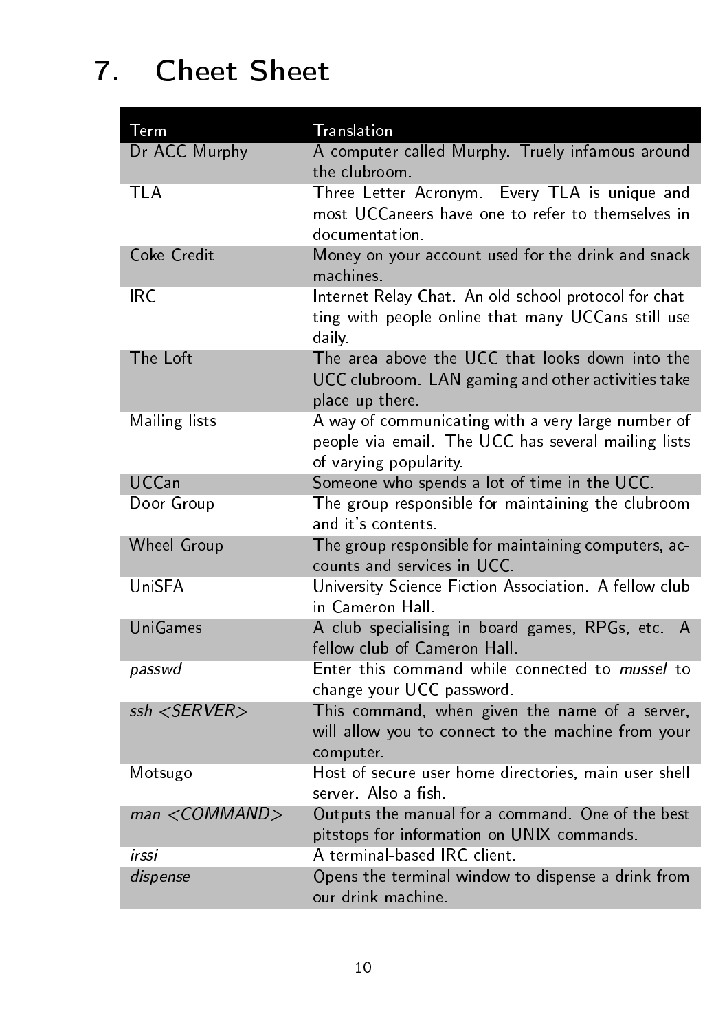# 7. Cheet Sheet

| Term | Translation |
|---|---|
| Dr ACC Murphy | A computer called Murphy. Truely infamous around the clubroom. |
| TLA | Three Letter Acronym. Every TLA is unique and most UCCaneers have one to refer to themselves in documentation. |
| Coke Credit | Money on your account used for the drink and snack machines. |
| IRC | Internet Relay Chat. An old-school protocol for chatting with people online that many UCCans still use daily. |
| The Loft | The area above the UCC that looks down into the UCC clubroom. LAN gaming and other activities take place up there. |
| Mailing lists | A way of communicating with a very large number of people via email. The UCC has several mailing lists of varying popularity. |
| UCCan | Someone who spends a lot of time in the UCC. |
| Door Group | The group responsible for maintaining the clubroom and it's contents. |
| Wheel Group | The group responsible for maintaining computers, accounts and services in UCC. |
| UniSFA | University Science Fiction Association. A fellow club in Cameron Hall. |
| UniGames | A club specialising in board games, RPGs, etc. A fellow club of Cameron Hall. |
| *passwd* | Enter this command while connected to *mussel* to change your UCC password. |
| *ssh <SERVER>* | This command, when given the name of a server, will allow you to connect to the machine from your computer. |
| Motsugo | Host of secure user home directories, main user shell server. Also a fish. |
| *man <COMMAND>* | Outputs the manual for a command. One of the best pitstops for information on UNIX commands. |
| *irssi* | A terminal-based IRC client. |
| *dispense* | Opens the terminal window to dispense a drink from our drink machine. |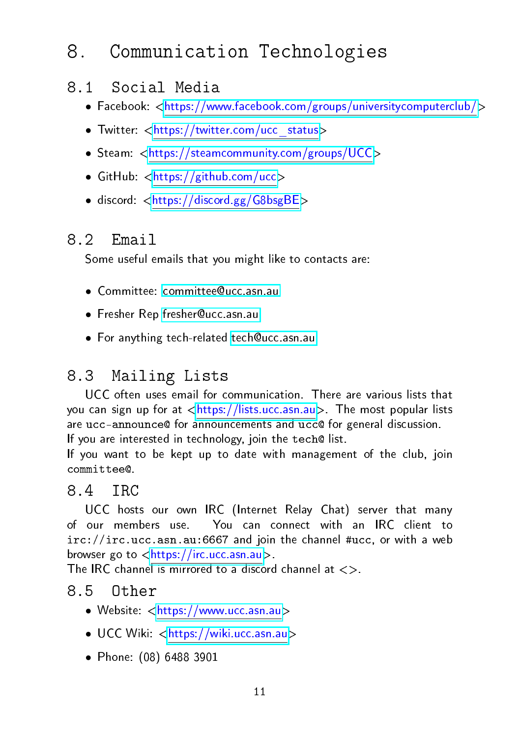# 8. Communication Technologies

## 8.1 Social Media

- Facebook: <https://www.facebook.com/groups/universitycomputerclub/>
- Twitter: <https://twitter.com/ucc_status>
- Steam: <https://steamcommunity.com/groups/UCC>
- GitHub: <https://github.com/ucc>
- discord: <https://discord.gg/G8bsgBE>

## 8.2 Email

Some useful emails that you might like to contacts are:

- Committee: committee@ucc.asn.au
- Fresher Rep fresher@ucc.asn.au
- For anything tech-related tech@ucc.asn.au

## 8.3 Mailing Lists

UCC often uses email for communication. There are various lists that you can sign up for at <https://lists.ucc.asn.au>. The most popular lists are `ucc-announce@` for announcements and `ucc@` for general discussion.
If you are interested in technology, join the `tech@` list.
If you want to be kept up to date with management of the club, join `committee@`.

## 8.4 IRC

UCC hosts our own IRC (Internet Relay Chat) server that many of our members use. You can connect with an IRC client to `irc://irc.ucc.asn.au`:6667 and join the channel #ucc, or with a web browser go to <https://irc.ucc.asn.au>.
The IRC channel is mirrored to a discord channel at <>.

## 8.5 Other

- Website: <https://www.ucc.asn.au>
- UCC Wiki: <https://wiki.ucc.asn.au>
- Phone: (08) 6488 3901